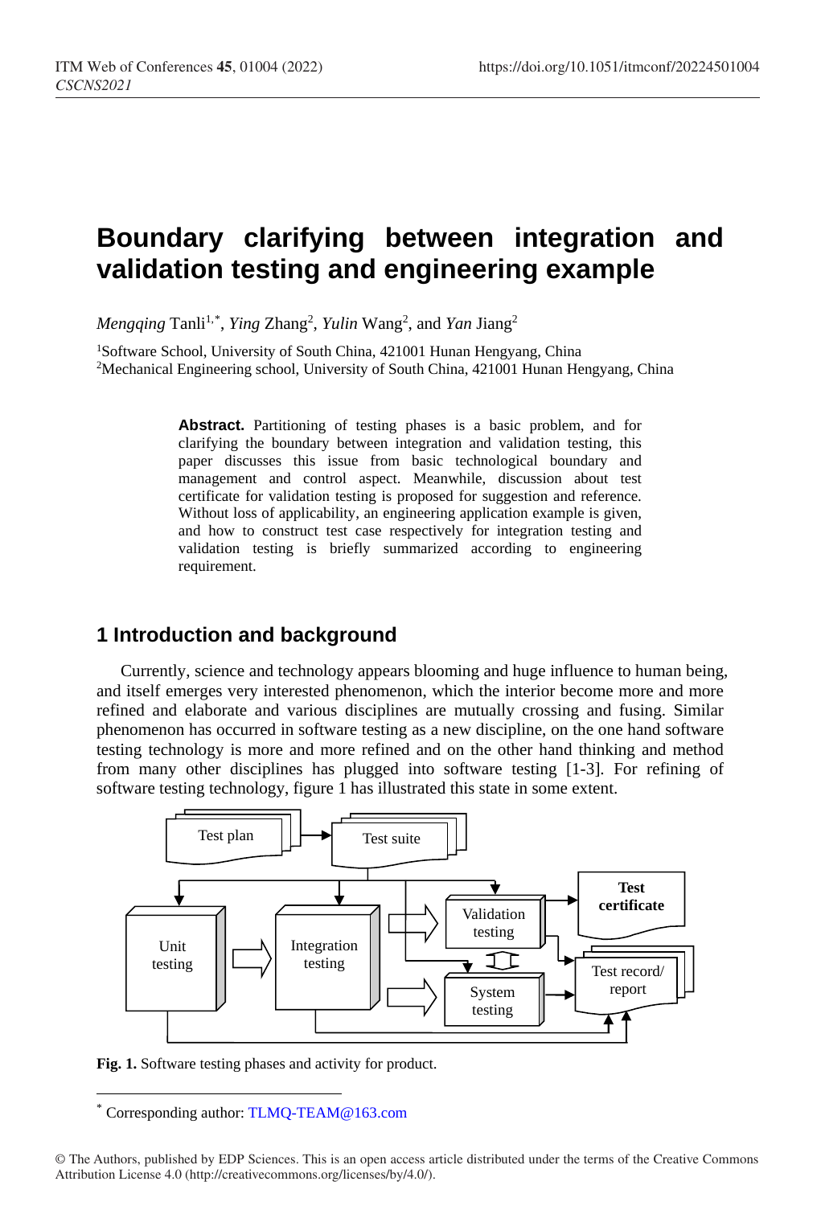# Boundary clarifying between integration and validation testing and engineering example

*Mengqing* Tanli[1,*], *Ying* Zhang[2], *Yulin* Wang[2], and *Yan* Jiang[2]

[1]Software School, University of South China, 421001 Hunan Hengyang, China
[2]Mechanical Engineering school, University of South China, 421001 Hunan Hengyang, China

**Abstract.** Partitioning of testing phases is a basic problem, and for clarifying the boundary between integration and validation testing, this paper discusses this issue from basic technological boundary and management and control aspect. Meanwhile, discussion about test certificate for validation testing is proposed for suggestion and reference. Without loss of applicability, an engineering application example is given, and how to construct test case respectively for integration testing and validation testing is briefly summarized according to engineering requirement.

## 1 Introduction and background

Currently, science and technology appears blooming and huge influence to human being, and itself emerges very interested phenomenon, which the interior become more and more refined and elaborate and various disciplines are mutually crossing and fusing. Similar phenomenon has occurred in software testing as a new discipline, on the one hand software testing technology is more and more refined and on the other hand thinking and method from many other disciplines has plugged into software testing [1-3]. For refining of software testing technology, figure 1 has illustrated this state in some extent.

Fig. 1. Software testing phases and activity for product.

[*] Corresponding author: TLMQ-TEAM@163.com

© The Authors, published by EDP Sciences. This is an open access article distributed under the terms of the Creative Commons Attribution License 4.0 (http://creativecommons.org/licenses/by/4.0/).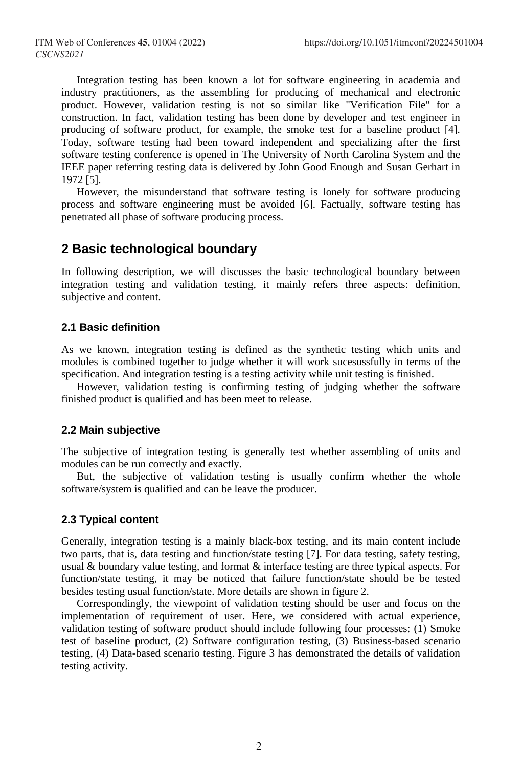Integration testing has been known a lot for software engineering in academia and industry practitioners, as the assembling for producing of mechanical and electronic product. However, validation testing is not so similar like "Verification File" for a construction. In fact, validation testing has been done by developer and test engineer in producing of software product, for example, the smoke test for a baseline product [4]. Today, software testing had been toward independent and specializing after the first software testing conference is opened in The University of North Carolina System and the IEEE paper referring testing data is delivered by John Good Enough and Susan Gerhart in 1972 [5].

However, the misunderstand that software testing is lonely for software producing process and software engineering must be avoided [6]. Factually, software testing has penetrated all phase of software producing process.

## 2 Basic technological boundary

In following description, we will discusses the basic technological boundary between integration testing and validation testing, it mainly refers three aspects: definition, subjective and content.

### 2.1 Basic definition

As we known, integration testing is defined as the synthetic testing which units and modules is combined together to judge whether it will work sucesussfully in terms of the specification. And integration testing is a testing activity while unit testing is finished.

However, validation testing is confirming testing of judging whether the software finished product is qualified and has been meet to release.

### 2.2 Main subjective

The subjective of integration testing is generally test whether assembling of units and modules can be run correctly and exactly.

But, the subjective of validation testing is usually confirm whether the whole software/system is qualified and can be leave the producer.

### 2.3 Typical content

Generally, integration testing is a mainly black-box testing, and its main content include two parts, that is, data testing and function/state testing [7]. For data testing, safety testing, usual & boundary value testing, and format & interface testing are three typical aspects. For function/state testing, it may be noticed that failure function/state should be be tested besides testing usual function/state. More details are shown in figure 2.

Correspondingly, the viewpoint of validation testing should be user and focus on the implementation of requirement of user. Here, we considered with actual experience, validation testing of software product should include following four processes: (1) Smoke test of baseline product, (2) Software configuration testing, (3) Business-based scenario testing, (4) Data-based scenario testing. Figure 3 has demonstrated the details of validation testing activity.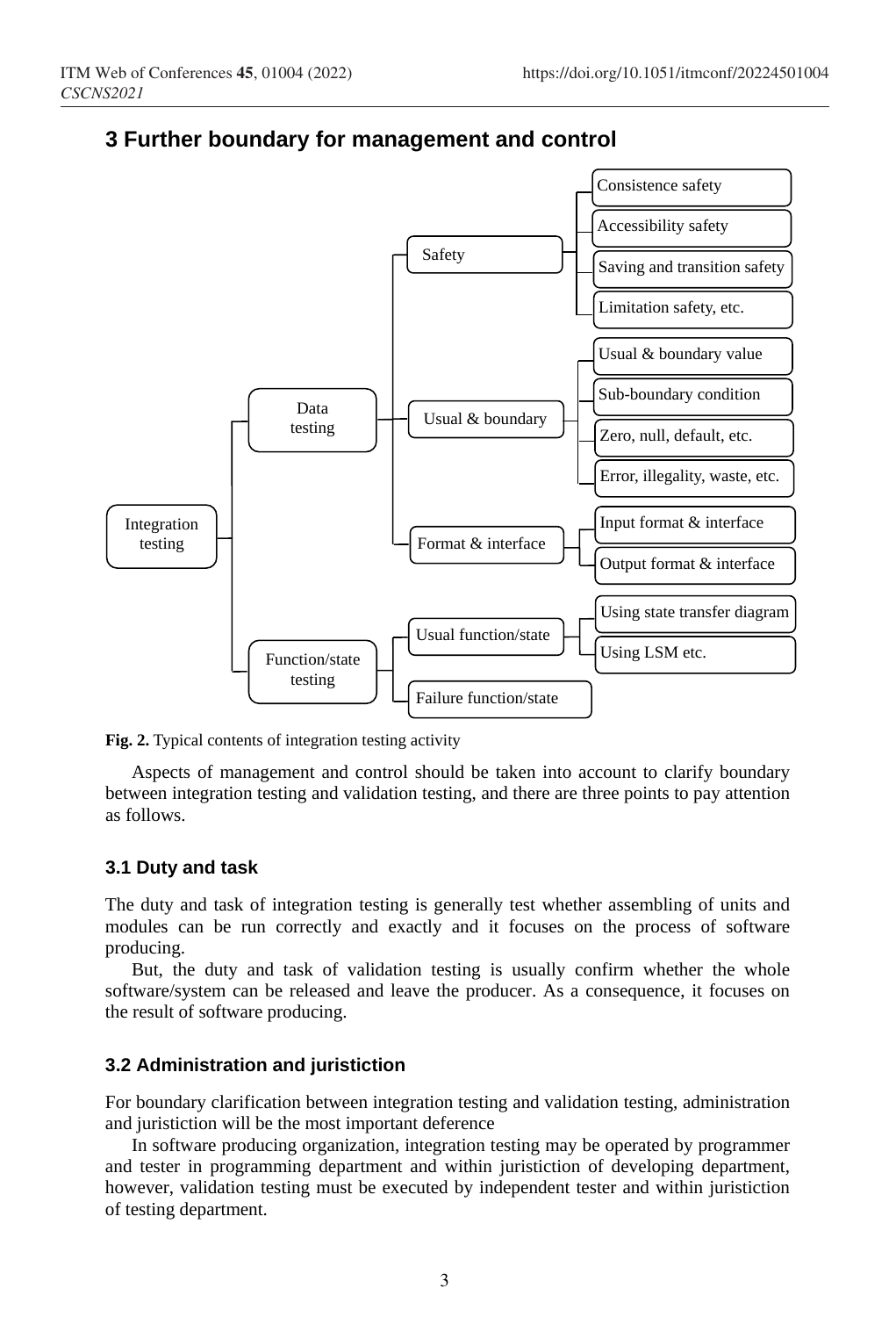## 3 Further boundary for management and control

- Integration testing
  - Data testing
    - Safety
      - Consistence safety
      - Accessibility safety
      - Saving and transition safety
      - Limitation safety, etc.
    - Usual & boundary
      - Usual & boundary value
      - Sub-boundary condition
      - Zero, null, default, etc.
      - Error, illegality, waste, etc.
    - Format & interface
      - Input format & interface
      - Output format & interface
  - Function/state testing
    - Usual function/state
      - Using state transfer diagram
      - Using LSM etc.
    - Failure function/state

**Fig. 2.** Typical contents of integration testing activity

Aspects of management and control should be taken into account to clarify boundary between integration testing and validation testing, and there are three points to pay attention as follows.

### 3.1 Duty and task

The duty and task of integration testing is generally test whether assembling of units and modules can be run correctly and exactly and it focuses on the process of software producing.

But, the duty and task of validation testing is usually confirm whether the whole software/system can be released and leave the producer. As a consequence, it focuses on the result of software producing.

### 3.2 Administration and juristiction

For boundary clarification between integration testing and validation testing, administration and juristiction will be the most important deference

In software producing organization, integration testing may be operated by programmer and tester in programming department and within juristiction of developing department, however, validation testing must be executed by independent tester and within juristiction of testing department.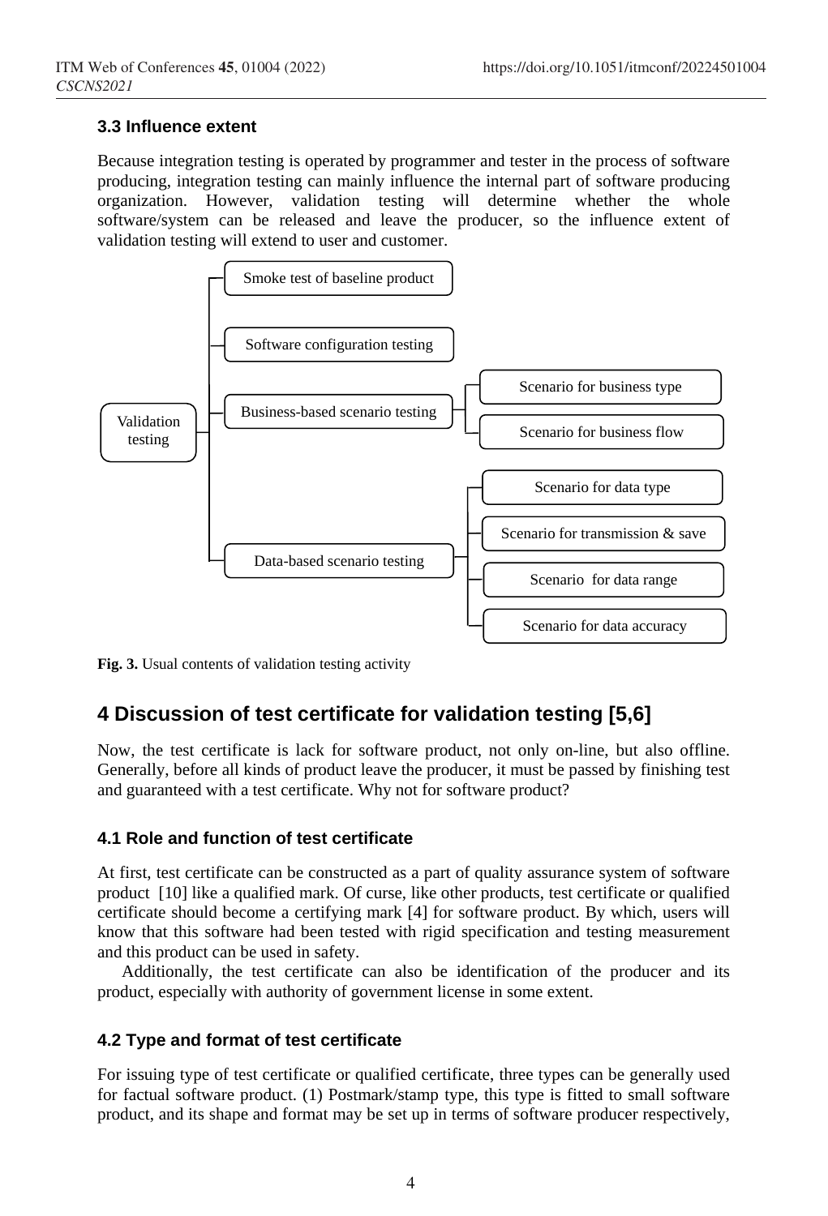### 3.3 Influence extent

Because integration testing is operated by programmer and tester in the process of software producing, integration testing can mainly influence the internal part of software producing organization. However, validation testing will determine whether the whole software/system can be released and leave the producer, so the influence extent of validation testing will extend to user and customer.

- Validation testing
  - Smoke test of baseline product
  - Software configuration testing
  - Business-based scenario testing
    - Scenario for business type
    - Scenario for business flow
  - Data-based scenario testing
    - Scenario for data type
    - Scenario for transmission & save
    - Scenario for data range
    - Scenario for data accuracy

**Fig. 3.** Usual contents of validation testing activity

## 4 Discussion of test certificate for validation testing [5,6]

Now, the test certificate is lack for software product, not only on-line, but also offline. Generally, before all kinds of product leave the producer, it must be passed by finishing test and guaranteed with a test certificate. Why not for software product?

### 4.1 Role and function of test certificate

At first, test certificate can be constructed as a part of quality assurance system of software product [10] like a qualified mark. Of curse, like other products, test certificate or qualified certificate should become a certifying mark [4] for software product. By which, users will know that this software had been tested with rigid specification and testing measurement and this product can be used in safety.

Additionally, the test certificate can also be identification of the producer and its product, especially with authority of government license in some extent.

### 4.2 Type and format of test certificate

For issuing type of test certificate or qualified certificate, three types can be generally used for factual software product. (1) Postmark/stamp type, this type is fitted to small software product, and its shape and format may be set up in terms of software producer respectively,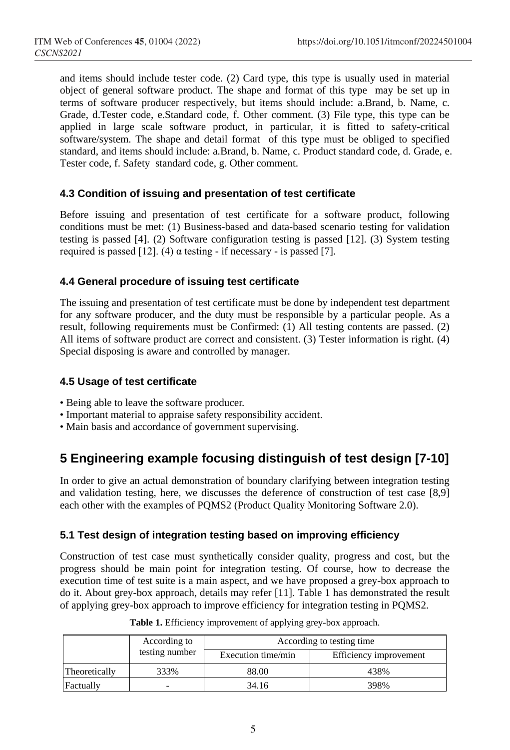and items should include tester code. (2) Card type, this type is usually used in material object of general software product. The shape and format of this type may be set up in terms of software producer respectively, but items should include: a.Brand, b. Name, c. Grade, d.Tester code, e.Standard code, f. Other comment. (3) File type, this type can be applied in large scale software product, in particular, it is fitted to safety-critical software/system. The shape and detail format of this type must be obliged to specified standard, and items should include: a.Brand, b. Name, c. Product standard code, d. Grade, e. Tester code, f. Safety standard code, g. Other comment.

### 4.3 Condition of issuing and presentation of test certificate

Before issuing and presentation of test certificate for a software product, following conditions must be met: (1) Business-based and data-based scenario testing for validation testing is passed [4]. (2) Software configuration testing is passed [12]. (3) System testing required is passed [12]. (4) α testing - if necessary - is passed [7].

### 4.4 General procedure of issuing test certificate

The issuing and presentation of test certificate must be done by independent test department for any software producer, and the duty must be responsible by a particular people. As a result, following requirements must be Confirmed: (1) All testing contents are passed. (2) All items of software product are correct and consistent. (3) Tester information is right. (4) Special disposing is aware and controlled by manager.

### 4.5 Usage of test certificate

- Being able to leave the software producer.
- Important material to appraise safety responsibility accident.
- Main basis and accordance of government supervising.

## 5 Engineering example focusing distinguish of test design [7-10]

In order to give an actual demonstration of boundary clarifying between integration testing and validation testing, here, we discusses the deference of construction of test case [8,9] each other with the examples of PQMS2 (Product Quality Monitoring Software 2.0).

### 5.1 Test design of integration testing based on improving efficiency

Construction of test case must synthetically consider quality, progress and cost, but the progress should be main point for integration testing. Of course, how to decrease the execution time of test suite is a main aspect, and we have proposed a grey-box approach to do it. About grey-box approach, details may refer [11]. Table 1 has demonstrated the result of applying grey-box approach to improve efficiency for integration testing in PQMS2.

**Table 1.** Efficiency improvement of applying grey-box approach.

| | According to testing number | According to testing time | |
|---|---|---|---|
| | | Execution time/min | Efficiency improvement |
| Theoretically | 333% | 88.00 | 438% |
| Factually | - | 34.16 | 398% |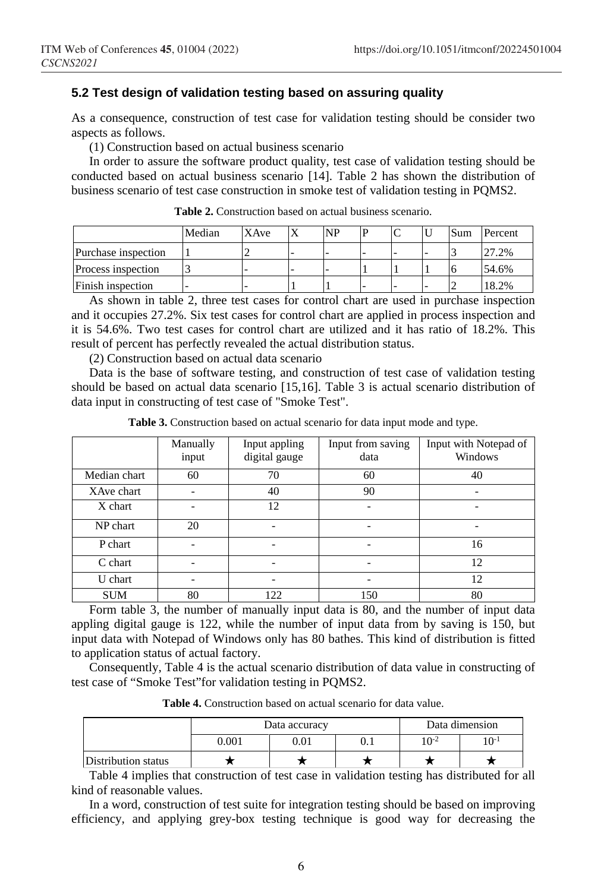### 5.2 Test design of validation testing based on assuring quality

As a consequence, construction of test case for validation testing should be consider two aspects as follows.

(1) Construction based on actual business scenario

In order to assure the software product quality, test case of validation testing should be conducted based on actual business scenario [14]. Table 2 has shown the distribution of business scenario of test case construction in smoke test of validation testing in PQMS2.

**Table 2.** Construction based on actual business scenario.

| | Median | XAve | X | NP | P | C | U | Sum | Percent |
|---|---|---|---|---|---|---|---|---|---|
| Purchase inspection | 1 | 2 | - | - | - | - | - | 3 | 27.2% |
| Process inspection | 3 | - | - | - | 1 | 1 | 1 | 6 | 54.6% |
| Finish inspection | - | - | 1 | 1 | - | - | - | 2 | 18.2% |

As shown in table 2, three test cases for control chart are used in purchase inspection and it occupies 27.2%. Six test cases for control chart are applied in process inspection and it is 54.6%. Two test cases for control chart are utilized and it has ratio of 18.2%. This result of percent has perfectly revealed the actual distribution status.

(2) Construction based on actual data scenario

Data is the base of software testing, and construction of test case of validation testing should be based on actual data scenario [15,16]. Table 3 is actual scenario distribution of data input in constructing of test case of "Smoke Test".

**Table 3.** Construction based on actual scenario for data input mode and type.

| | Manually input | Input appling digital gauge | Input from saving data | Input with Notepad of Windows |
|---|---|---|---|---|
| Median chart | 60 | 70 | 60 | 40 |
| XAve chart | - | 40 | 90 | - |
| X chart | - | 12 | - | - |
| NP chart | 20 | - | - | - |
| P chart | - | - | - | 16 |
| C chart | - | - | - | 12 |
| U chart | - | - | - | 12 |
| SUM | 80 | 122 | 150 | 80 |

Form table 3, the number of manually input data is 80, and the number of input data appling digital gauge is 122, while the number of input data from by saving is 150, but input data with Notepad of Windows only has 80 bathes. This kind of distribution is fitted to application status of actual factory.

Consequently, Table 4 is the actual scenario distribution of data value in constructing of test case of "Smoke Test"for validation testing in PQMS2.

**Table 4.** Construction based on actual scenario for data value.

| | Data accuracy | | | Data dimension | |
|---|---|---|---|---|---|
| | 0.001 | 0.01 | 0.1 | $10^{-2}$ | $10^{-1}$ |
| Distribution status | ★ | ★ | ★ | ★ | ★ |

Table 4 implies that construction of test case in validation testing has distributed for all kind of reasonable values.

In a word, construction of test suite for integration testing should be based on improving efficiency, and applying grey-box testing technique is good way for decreasing the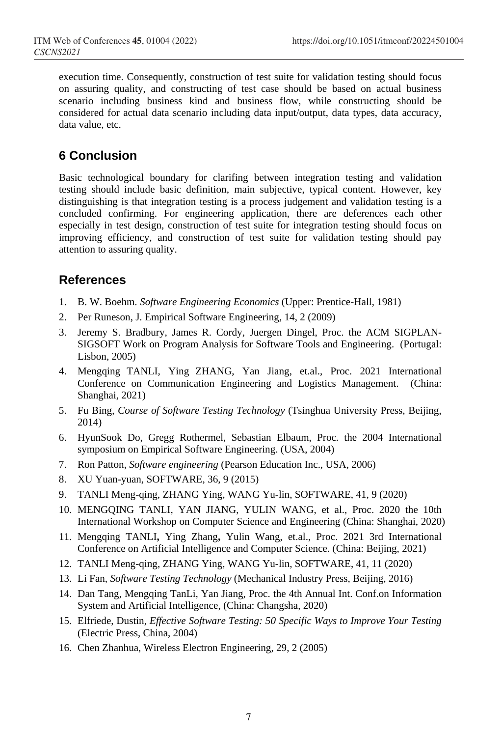execution time. Consequently, construction of test suite for validation testing should focus on assuring quality, and constructing of test case should be based on actual business scenario including business kind and business flow, while constructing should be considered for actual data scenario including data input/output, data types, data accuracy, data value, etc.

## 6 Conclusion

Basic technological boundary for clarifing between integration testing and validation testing should include basic definition, main subjective, typical content. However, key distinguishing is that integration testing is a process judgement and validation testing is a concluded confirming. For engineering application, there are deferences each other especially in test design, construction of test suite for integration testing should focus on improving efficiency, and construction of test suite for validation testing should pay attention to assuring quality.

## References

1. B. W. Boehm. *Software Engineering Economics* (Upper: Prentice-Hall, 1981)
2. Per Runeson, J. Empirical Software Engineering, 14, 2 (2009)
3. Jeremy S. Bradbury, James R. Cordy, Juergen Dingel, Proc. the ACM SIGPLAN-SIGSOFT Work on Program Analysis for Software Tools and Engineering. (Portugal: Lisbon, 2005)
4. Mengqing TANLI, Ying ZHANG, Yan Jiang, et.al., Proc. 2021 International Conference on Communication Engineering and Logistics Management. (China: Shanghai, 2021)
5. Fu Bing, *Course of Software Testing Technology* (Tsinghua University Press, Beijing, 2014)
6. HyunSook Do, Gregg Rothermel, Sebastian Elbaum, Proc. the 2004 International symposium on Empirical Software Engineering. (USA, 2004)
7. Ron Patton, *Software engineering* (Pearson Education Inc., USA, 2006)
8. XU Yuan-yuan, SOFTWARE, 36, 9 (2015)
9. TANLI Meng-qing, ZHANG Ying, WANG Yu-lin, SOFTWARE, 41, 9 (2020)
10. MENGQING TANLI, YAN JIANG, YULIN WANG, et al., Proc. 2020 the 10th International Workshop on Computer Science and Engineering (China: Shanghai, 2020)
11. Mengqing TANLI**,** Ying Zhang**,** Yulin Wang, et.al., Proc. 2021 3rd International Conference on Artificial Intelligence and Computer Science. (China: Beijing, 2021)
12. TANLI Meng-qing, ZHANG Ying, WANG Yu-lin, SOFTWARE, 41, 11 (2020)
13. Li Fan, *Software Testing Technology* (Mechanical Industry Press, Beijing, 2016)
14. Dan Tang, Mengqing TanLi, Yan Jiang, Proc. the 4th Annual Int. Conf.on Information System and Artificial Intelligence, (China: Changsha, 2020)
15. Elfriede, Dustin, *Effective Software Testing: 50 Specific Ways to Improve Your Testing* (Electric Press, China, 2004)
16. Chen Zhanhua, Wireless Electron Engineering, 29, 2 (2005)